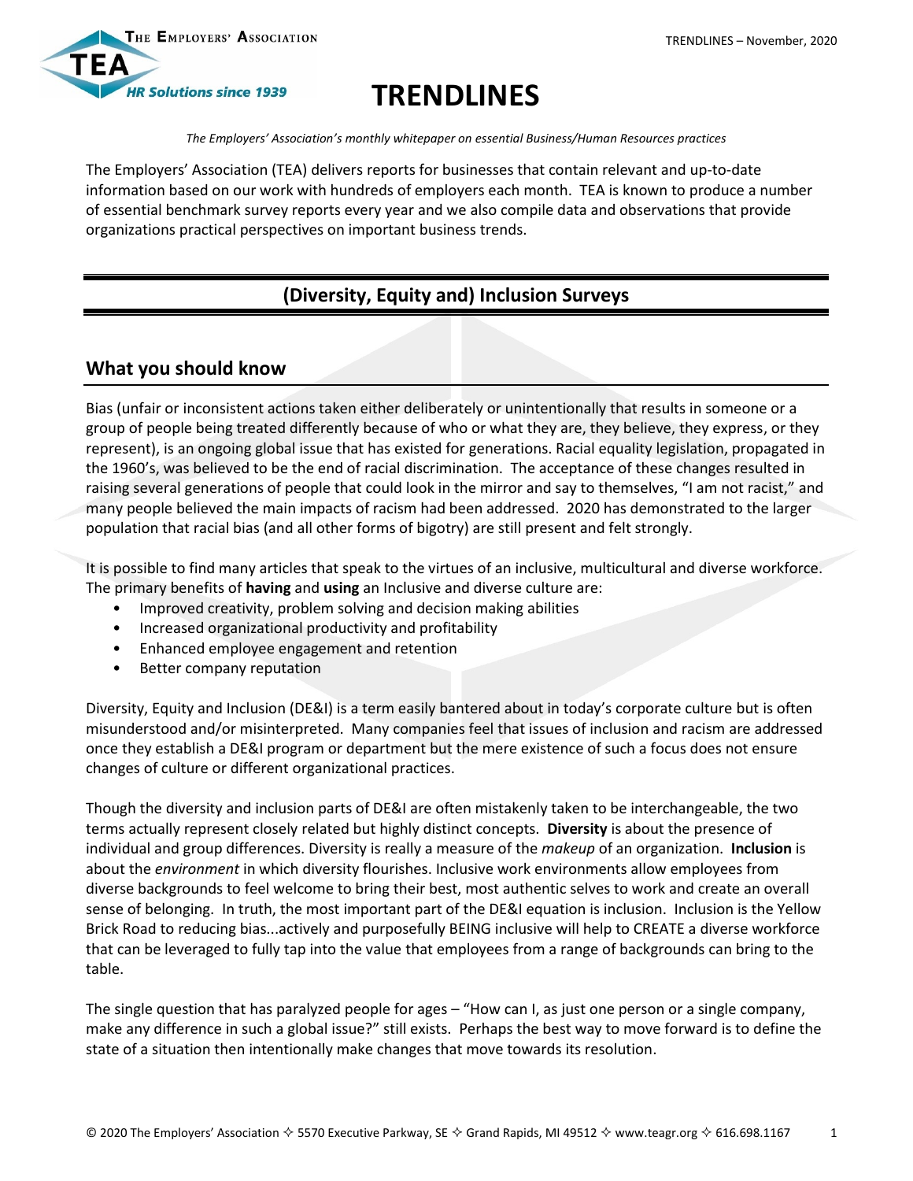# TRENDLINES

*The Employers' Association's monthly whitepaper on essential Business/Human Resources practices*

The Employers' Association (TEA) delivers reports for businesses that contain relevant and up-to-date information based on our work with hundreds of employers each month. TEA is known to produce a number of essential benchmark survey reports every year and we also compile data and observations that provide organizations practical perspectives on important business trends.

## (Diversity, Equity and) Inclusion Surveys

### What you should know

Bias (unfair or inconsistent actions taken either deliberately or unintentionally that results in someone or a group of people being treated differently because of who or what they are, they believe, they express, or they represent), is an ongoing global issue that has existed for generations. Racial equality legislation, propagated in the 1960's, was believed to be the end of racial discrimination. The acceptance of these changes resulted in raising several generations of people that could look in the mirror and say to themselves, "I am not racist," and many people believed the main impacts of racism had been addressed. 2020 has demonstrated to the larger population that racial bias (and all other forms of bigotry) are still present and felt strongly.

It is possible to find many articles that speak to the virtues of an inclusive, multicultural and diverse workforce. The primary benefits of **having** and **using** an Inclusive and diverse culture are:

- Improved creativity, problem solving and decision making abilities
- Increased organizational productivity and profitability
- Enhanced employee engagement and retention
- Better company reputation

Diversity, Equity and Inclusion (DE&I) is a term easily bantered about in today's corporate culture but is often misunderstood and/or misinterpreted. Many companies feel that issues of inclusion and racism are addressed once they establish a DE&I program or department but the mere existence of such a focus does not ensure changes of culture or different organizational practices.

Though the diversity and inclusion parts of DE&I are often mistakenly taken to be interchangeable, the two terms actually represent closely related but highly distinct concepts. **Diversity** is about the presence of individual and group differences. Diversity is really a measure of the *makeup* of an organization. **Inclusion** is about the *environment* in which diversity flourishes. Inclusive work environments allow employees from diverse backgrounds to feel welcome to bring their best, most authentic selves to work and create an overall sense of belonging. In truth, the most important part of the DE&I equation is inclusion. Inclusion is the Yellow Brick Road to reducing bias...actively and purposefully BEING inclusive will help to CREATE a diverse workforce that can be leveraged to fully tap into the value that employees from a range of backgrounds can bring to the table.

The single question that has paralyzed people for ages – "How can I, as just one person or a single company, make any difference in such a global issue?" still exists. Perhaps the best way to move forward is to define the state of a situation then intentionally make changes that move towards its resolution.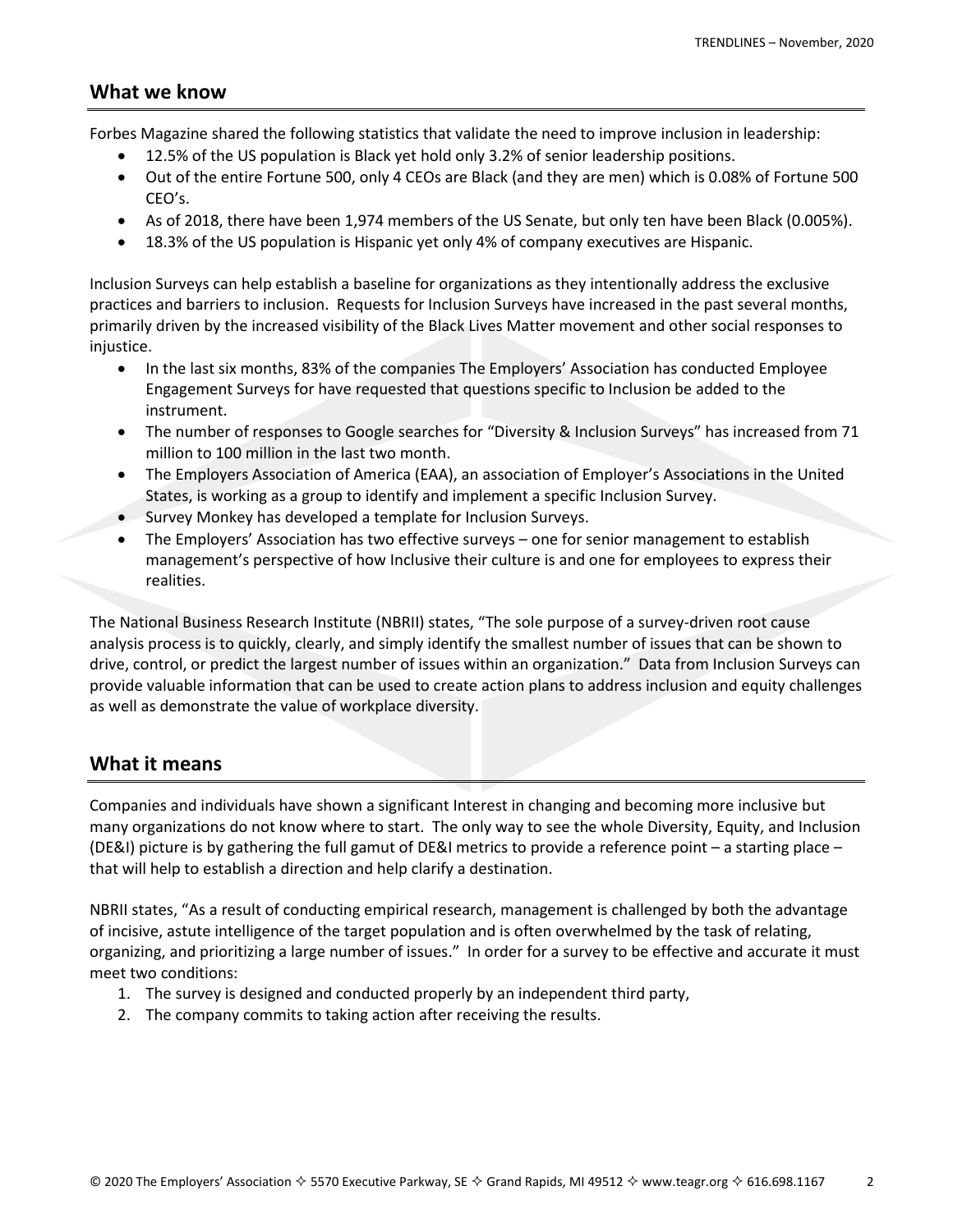## What we know

Forbes Magazine shared the following statistics that validate the need to improve inclusion in leadership:

- 12.5% of the US population is Black yet hold only 3.2% of senior leadership positions.
- Out of the entire Fortune 500, only 4 CEOs are Black (and they are men) which is 0.08% of Fortune 500 CEO's.
- As of 2018, there have been 1,974 members of the US Senate, but only ten have been Black (0.005%).
- 18.3% of the US population is Hispanic yet only 4% of company executives are Hispanic.

Inclusion Surveys can help establish a baseline for organizations as they intentionally address the exclusive practices and barriers to inclusion. Requests for Inclusion Surveys have increased in the past several months, primarily driven by the increased visibility of the Black Lives Matter movement and other social responses to injustice.

- In the last six months, 83% of the companies The Employers' Association has conducted Employee Engagement Surveys for have requested that questions specific to Inclusion be added to the instrument.
- The number of responses to Google searches for "Diversity & Inclusion Surveys" has increased from 71 million to 100 million in the last two month.
- The Employers Association of America (EAA), an association of Employer's Associations in the United States, is working as a group to identify and implement a specific Inclusion Survey.
- Survey Monkey has developed a template for Inclusion Surveys.
- The Employers' Association has two effective surveys – one for senior management to establish management's perspective of how Inclusive their culture is and one for employees to express their realities.

The National Business Research Institute (NBRII) states, "The sole purpose of a survey-driven root cause analysis process is to quickly, clearly, and simply identify the smallest number of issues that can be shown to drive, control, or predict the largest number of issues within an organization." Data from Inclusion Surveys can provide valuable information that can be used to create action plans to address inclusion and equity challenges as well as demonstrate the value of workplace diversity.

## What it means

Companies and individuals have shown a significant Interest in changing and becoming more inclusive but many organizations do not know where to start. The only way to see the whole Diversity, Equity, and Inclusion (DE&I) picture is by gathering the full gamut of DE&I metrics to provide a reference point – a starting place – that will help to establish a direction and help clarify a destination.

NBRII states, "As a result of conducting empirical research, management is challenged by both the advantage of incisive, astute intelligence of the target population and is often overwhelmed by the task of relating, organizing, and prioritizing a large number of issues." In order for a survey to be effective and accurate it must meet two conditions:

1. The survey is designed and conducted properly by an independent third party,
2. The company commits to taking action after receiving the results.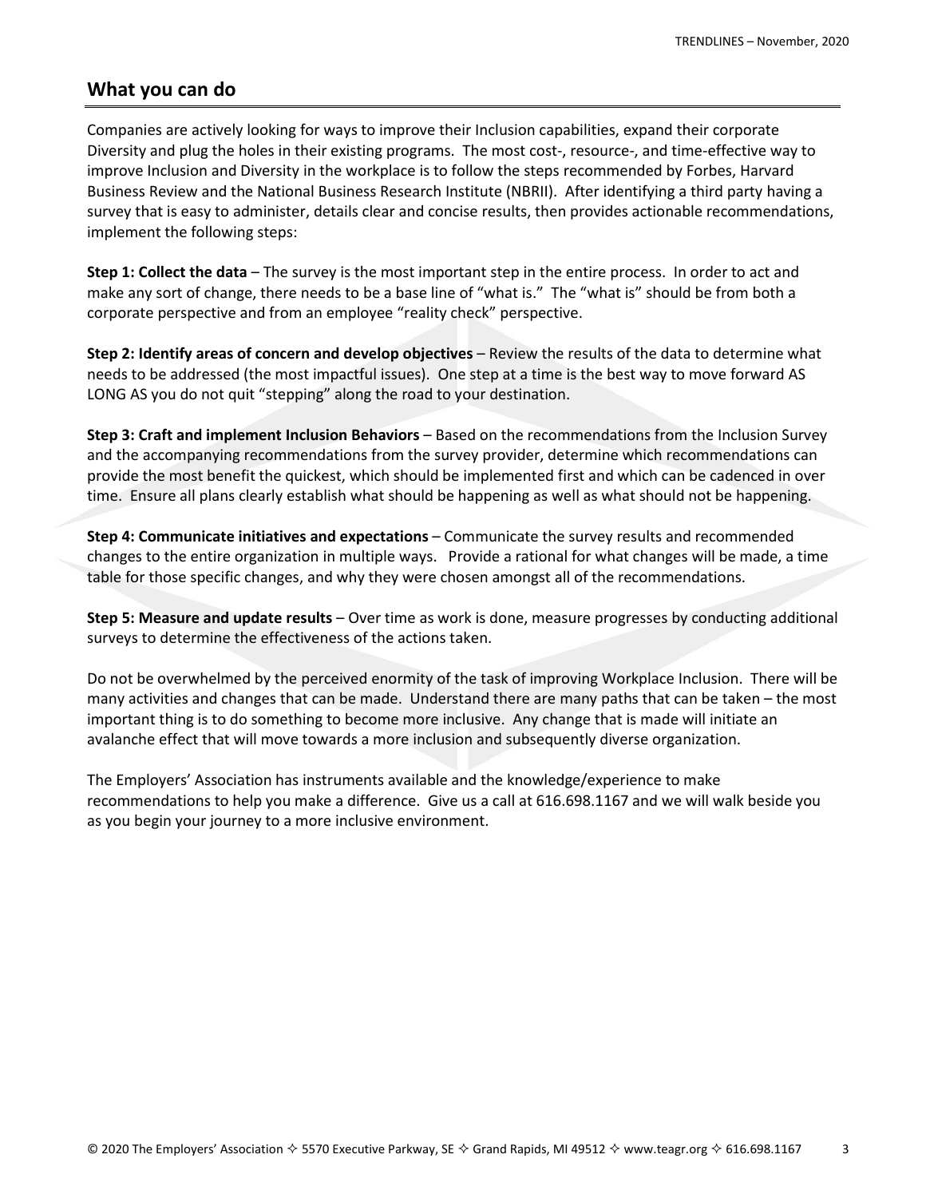## What you can do

Companies are actively looking for ways to improve their Inclusion capabilities, expand their corporate Diversity and plug the holes in their existing programs. The most cost-, resource-, and time-effective way to improve Inclusion and Diversity in the workplace is to follow the steps recommended by Forbes, Harvard Business Review and the National Business Research Institute (NBRII). After identifying a third party having a survey that is easy to administer, details clear and concise results, then provides actionable recommendations, implement the following steps:

**Step 1: Collect the data** – The survey is the most important step in the entire process. In order to act and make any sort of change, there needs to be a base line of "what is." The "what is" should be from both a corporate perspective and from an employee "reality check" perspective.

**Step 2: Identify areas of concern and develop objectives** – Review the results of the data to determine what needs to be addressed (the most impactful issues). One step at a time is the best way to move forward AS LONG AS you do not quit "stepping" along the road to your destination.

**Step 3: Craft and implement Inclusion Behaviors** – Based on the recommendations from the Inclusion Survey and the accompanying recommendations from the survey provider, determine which recommendations can provide the most benefit the quickest, which should be implemented first and which can be cadenced in over time. Ensure all plans clearly establish what should be happening as well as what should not be happening.

**Step 4: Communicate initiatives and expectations** – Communicate the survey results and recommended changes to the entire organization in multiple ways. Provide a rational for what changes will be made, a time table for those specific changes, and why they were chosen amongst all of the recommendations.

**Step 5: Measure and update results** – Over time as work is done, measure progresses by conducting additional surveys to determine the effectiveness of the actions taken.

Do not be overwhelmed by the perceived enormity of the task of improving Workplace Inclusion. There will be many activities and changes that can be made. Understand there are many paths that can be taken – the most important thing is to do something to become more inclusive. Any change that is made will initiate an avalanche effect that will move towards a more inclusion and subsequently diverse organization.

The Employers' Association has instruments available and the knowledge/experience to make recommendations to help you make a difference. Give us a call at 616.698.1167 and we will walk beside you as you begin your journey to a more inclusive environment.